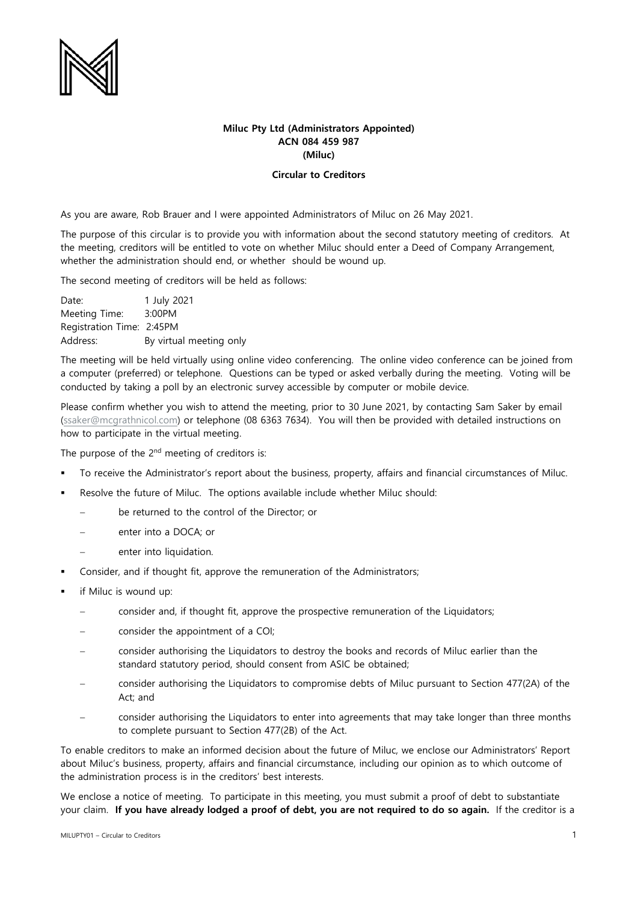**Miluc Pty Ltd (Administrators Appointed)**
**ACN 084 459 987**
**(Miluc)**

**Circular to Creditors**

As you are aware, Rob Brauer and I were appointed Administrators of Miluc on 26 May 2021.

The purpose of this circular is to provide you with information about the second statutory meeting of creditors. At the meeting, creditors will be entitled to vote on whether Miluc should enter a Deed of Company Arrangement, whether the administration should end, or whether should be wound up.

The second meeting of creditors will be held as follows:

Date: 1 July 2021
Meeting Time: 3:00PM
Registration Time: 2:45PM
Address: By virtual meeting only

The meeting will be held virtually using online video conferencing. The online video conference can be joined from a computer (preferred) or telephone. Questions can be typed or asked verbally during the meeting. Voting will be conducted by taking a poll by an electronic survey accessible by computer or mobile device.

Please confirm whether you wish to attend the meeting, prior to 30 June 2021, by contacting Sam Saker by email (ssaker@mcgrathnicol.com) or telephone (08 6363 7634). You will then be provided with detailed instructions on how to participate in the virtual meeting.

The purpose of the 2nd meeting of creditors is:

- To receive the Administrator's report about the business, property, affairs and financial circumstances of Miluc.
- Resolve the future of Miluc. The options available include whether Miluc should:
  - be returned to the control of the Director; or
  - enter into a DOCA; or
  - enter into liquidation.
- Consider, and if thought fit, approve the remuneration of the Administrators;
- if Miluc is wound up:
  - consider and, if thought fit, approve the prospective remuneration of the Liquidators;
  - consider the appointment of a COI;
  - consider authorising the Liquidators to destroy the books and records of Miluc earlier than the standard statutory period, should consent from ASIC be obtained;
  - consider authorising the Liquidators to compromise debts of Miluc pursuant to Section 477(2A) of the Act; and
  - consider authorising the Liquidators to enter into agreements that may take longer than three months to complete pursuant to Section 477(2B) of the Act.

To enable creditors to make an informed decision about the future of Miluc, we enclose our Administrators' Report about Miluc's business, property, affairs and financial circumstance, including our opinion as to which outcome of the administration process is in the creditors' best interests.

We enclose a notice of meeting. To participate in this meeting, you must submit a proof of debt to substantiate your claim. **If you have already lodged a proof of debt, you are not required to do so again.** If the creditor is a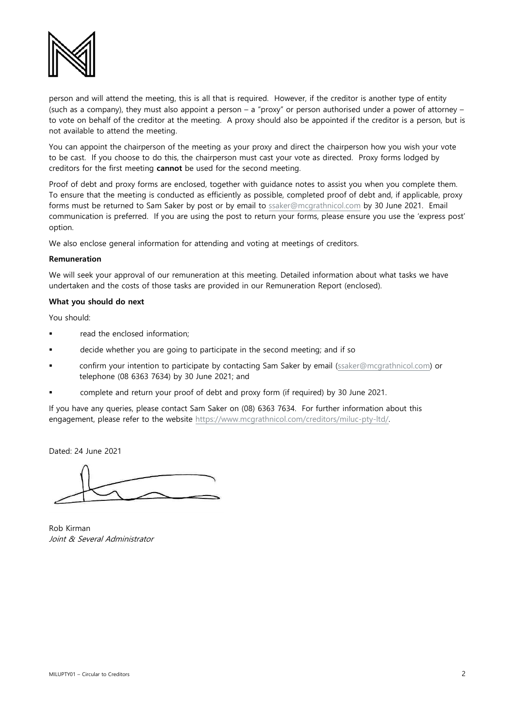person and will attend the meeting, this is all that is required. However, if the creditor is another type of entity (such as a company), they must also appoint a person – a "proxy" or person authorised under a power of attorney – to vote on behalf of the creditor at the meeting. A proxy should also be appointed if the creditor is a person, but is not available to attend the meeting.

You can appoint the chairperson of the meeting as your proxy and direct the chairperson how you wish your vote to be cast. If you choose to do this, the chairperson must cast your vote as directed. Proxy forms lodged by creditors for the first meeting **cannot** be used for the second meeting.

Proof of debt and proxy forms are enclosed, together with guidance notes to assist you when you complete them. To ensure that the meeting is conducted as efficiently as possible, completed proof of debt and, if applicable, proxy forms must be returned to Sam Saker by post or by email to ssaker@mcgrathnicol.com by 30 June 2021. Email communication is preferred. If you are using the post to return your forms, please ensure you use the 'express post' option.

We also enclose general information for attending and voting at meetings of creditors.

**Remuneration**

We will seek your approval of our remuneration at this meeting. Detailed information about what tasks we have undertaken and the costs of those tasks are provided in our Remuneration Report (enclosed).

**What you should do next**

You should:

- read the enclosed information;
- decide whether you are going to participate in the second meeting; and if so
- confirm your intention to participate by contacting Sam Saker by email (ssaker@mcgrathnicol.com) or telephone (08 6363 7634) by 30 June 2021; and
- complete and return your proof of debt and proxy form (if required) by 30 June 2021.

If you have any queries, please contact Sam Saker on (08) 6363 7634. For further information about this engagement, please refer to the website https://www.mcgrathnicol.com/creditors/miluc-pty-ltd/.

Dated: 24 June 2021

Rob Kirman
*Joint & Several Administrator*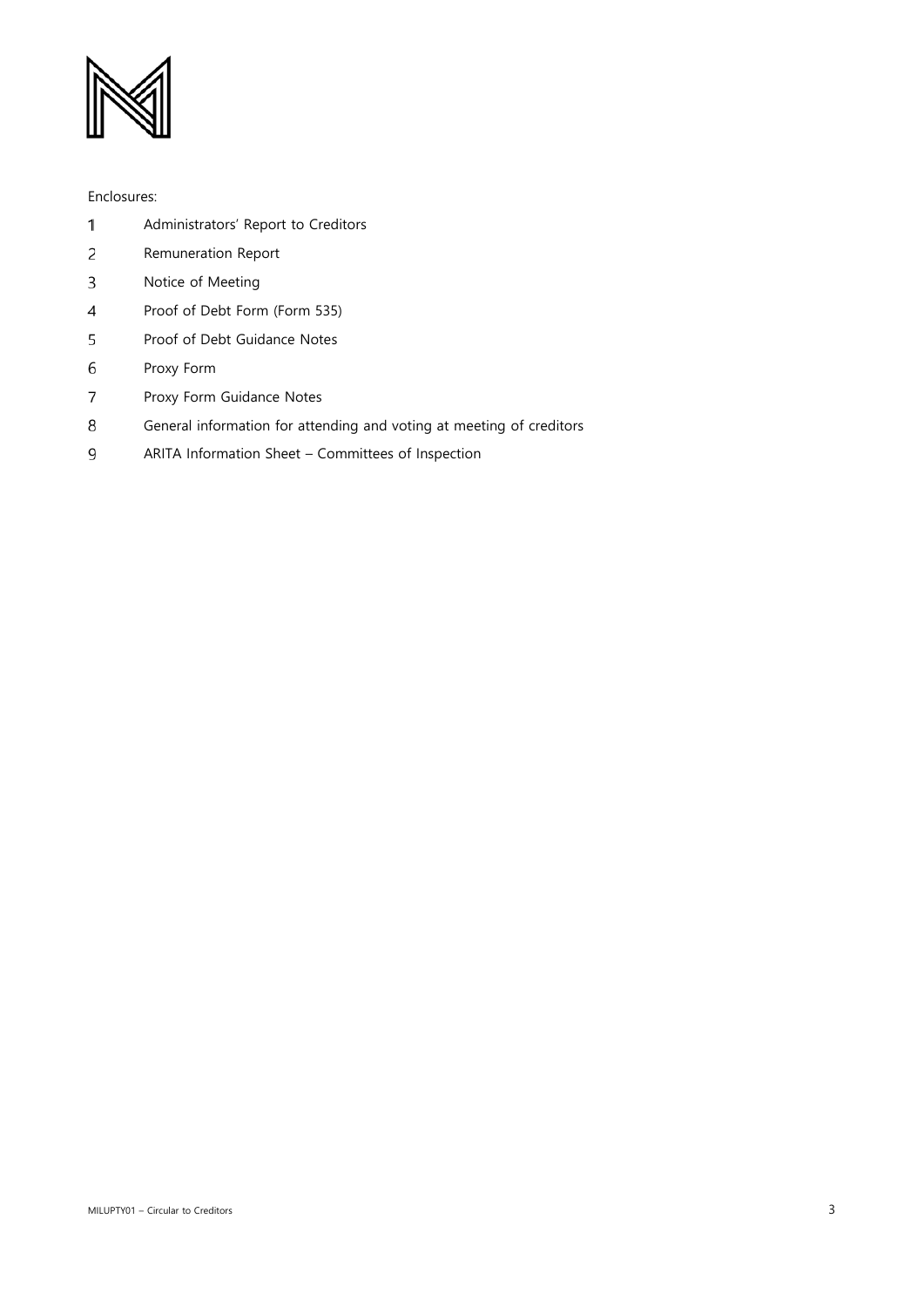Enclosures:

1. Administrators' Report to Creditors
2. Remuneration Report
3. Notice of Meeting
4. Proof of Debt Form (Form 535)
5. Proof of Debt Guidance Notes
6. Proxy Form
7. Proxy Form Guidance Notes
8. General information for attending and voting at meeting of creditors
9. ARITA Information Sheet – Committees of Inspection